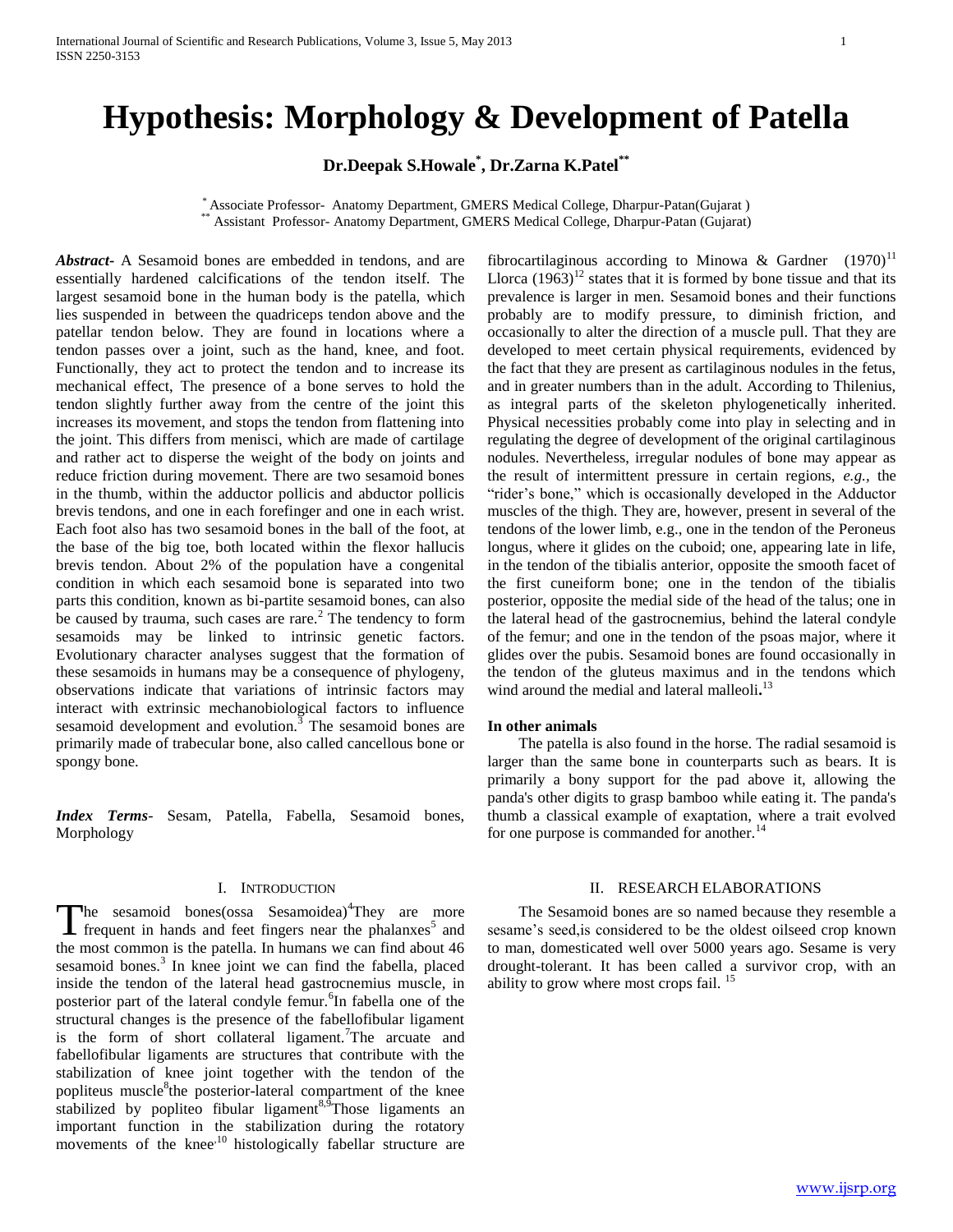# Hypothesis: Morphology & Development of Patella

**Dr.Deepak S.Howale[*], Dr.Zarna K.Patel[**]**

[*] Associate Professor- Anatomy Department, GMERS Medical College, Dharpur-Patan(Gujarat )
[**] Assistant Professor- Anatomy Department, GMERS Medical College, Dharpur-Patan (Gujarat)

***Abstract-*** A Sesamoid bones are embedded in tendons, and are essentially hardened calcifications of the tendon itself. The largest sesamoid bone in the human body is the patella, which lies suspended in between the quadriceps tendon above and the patellar tendon below. They are found in locations where a tendon passes over a joint, such as the hand, knee, and foot. Functionally, they act to protect the tendon and to increase its mechanical effect, The presence of a bone serves to hold the tendon slightly further away from the centre of the joint this increases its movement, and stops the tendon from flattening into the joint. This differs from menisci, which are made of cartilage and rather act to disperse the weight of the body on joints and reduce friction during movement. There are two sesamoid bones in the thumb, within the adductor pollicis and abductor pollicis brevis tendons, and one in each forefinger and one in each wrist. Each foot also has two sesamoid bones in the ball of the foot, at the base of the big toe, both located within the flexor hallucis brevis tendon. About 2% of the population have a congenital condition in which each sesamoid bone is separated into two parts this condition, known as bi-partite sesamoid bones, can also be caused by trauma, such cases are rare.[2] The tendency to form sesamoids may be linked to intrinsic genetic factors. Evolutionary character analyses suggest that the formation of these sesamoids in humans may be a consequence of phylogeny, observations indicate that variations of intrinsic factors may interact with extrinsic mechanobiological factors to influence sesamoid development and evolution.[3] The sesamoid bones are primarily made of trabecular bone, also called cancellous bone or spongy bone.

***Index Terms-*** Sesam, Patella, Fabella, Sesamoid bones, Morphology

## I. Introduction

The sesamoid bones(ossa Sesamoidea)[4]They are more frequent in hands and feet fingers near the phalanxes[5] and the most common is the patella. In humans we can find about 46 sesamoid bones.[3] In knee joint we can find the fabella, placed inside the tendon of the lateral head gastrocnemius muscle, in posterior part of the lateral condyle femur.[6]In fabella one of the structural changes is the presence of the fabellofibular ligament is the form of short collateral ligament.[7]The arcuate and fabellofibular ligaments are structures that contribute with the stabilization of knee joint together with the tendon of the popliteus muscle[8]the posterior-lateral compartment of the knee stabilized by popliteo fibular ligament[8,9]Those ligaments an important function in the stabilization during the rotatory movements of the knee.[10] histologically fabellar structure are fibrocartilaginous according to Minowa & Gardner (1970)[11] Llorca (1963)[12] states that it is formed by bone tissue and that its prevalence is larger in men. Sesamoid bones and their functions probably are to modify pressure, to diminish friction, and occasionally to alter the direction of a muscle pull. That they are developed to meet certain physical requirements, evidenced by the fact that they are present as cartilaginous nodules in the fetus, and in greater numbers than in the adult. According to Thilenius, as integral parts of the skeleton phylogenetically inherited. Physical necessities probably come into play in selecting and in regulating the degree of development of the original cartilaginous nodules. Nevertheless, irregular nodules of bone may appear as the result of intermittent pressure in certain regions, *e.g.,* the "rider's bone," which is occasionally developed in the Adductor muscles of the thigh. They are, however, present in several of the tendons of the lower limb, e.g., one in the tendon of the Peroneus longus, where it glides on the cuboid; one, appearing late in life, in the tendon of the tibialis anterior, opposite the smooth facet of the first cuneiform bone; one in the tendon of the tibialis posterior, opposite the medial side of the head of the talus; one in the lateral head of the gastrocnemius, behind the lateral condyle of the femur; and one in the tendon of the psoas major, where it glides over the pubis. Sesamoid bones are found occasionally in the tendon of the gluteus maximus and in the tendons which wind around the medial and lateral malleoli**.**[13]

**In other animals**

The patella is also found in the horse. The radial sesamoid is larger than the same bone in counterparts such as bears. It is primarily a bony support for the pad above it, allowing the panda's other digits to grasp bamboo while eating it. The panda's thumb a classical example of exaptation, where a trait evolved for one purpose is commanded for another.[14]

## II. Research Elaborations

The Sesamoid bones are so named because they resemble a sesame's seed,is considered to be the oldest oilseed crop known to man, domesticated well over 5000 years ago. Sesame is very drought-tolerant. It has been called a survivor crop, with an ability to grow where most crops fail. [15]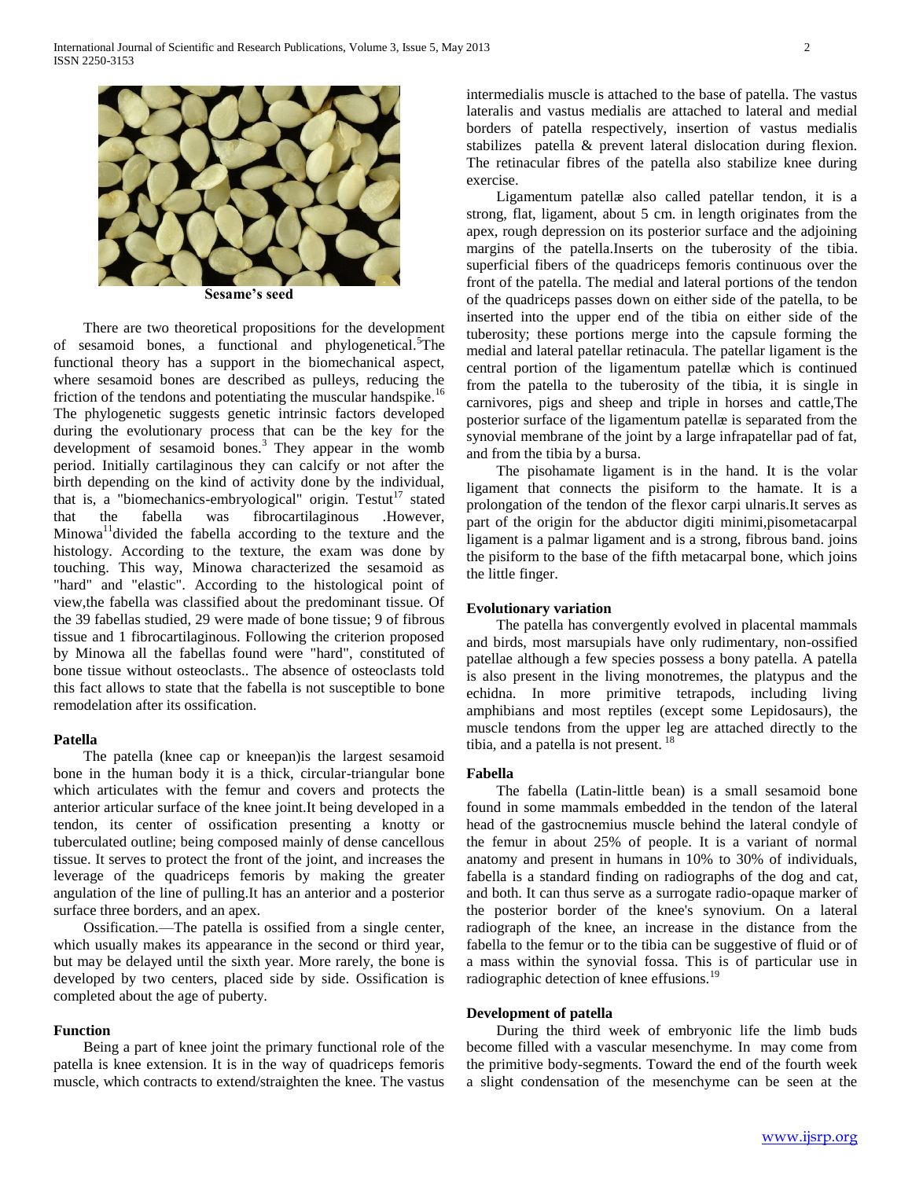Sesame's seed

There are two theoretical propositions for the development of sesamoid bones, a functional and phylogenetical.[5]The functional theory has a support in the biomechanical aspect, where sesamoid bones are described as pulleys, reducing the friction of the tendons and potentiating the muscular handspike.[16] The phylogenetic suggests genetic intrinsic factors developed during the evolutionary process that can be the key for the development of sesamoid bones.[3] They appear in the womb period. Initially cartilaginous they can calcify or not after the birth depending on the kind of activity done by the individual, that is, a "biomechanics-embryological" origin. Testut[17] stated that the fabella was fibrocartilaginous .However, Minowa[11]divided the fabella according to the texture and the histology. According to the texture, the exam was done by touching. This way, Minowa characterized the sesamoid as "hard" and "elastic". According to the histological point of view,the fabella was classified about the predominant tissue. Of the 39 fabellas studied, 29 were made of bone tissue; 9 of fibrous tissue and 1 fibrocartilaginous. Following the criterion proposed by Minowa all the fabellas found were "hard", constituted of bone tissue without osteoclasts.. The absence of osteoclasts told this fact allows to state that the fabella is not susceptible to bone remodelation after its ossification.

### Patella

The patella (knee cap or kneepan)is the largest sesamoid bone in the human body it is a thick, circular-triangular bone which articulates with the femur and covers and protects the anterior articular surface of the knee joint.It being developed in a tendon, its center of ossification presenting a knotty or tuberculated outline; being composed mainly of dense cancellous tissue. It serves to protect the front of the joint, and increases the leverage of the quadriceps femoris by making the greater angulation of the line of pulling.It has an anterior and a posterior surface three borders, and an apex.

Ossification.—The patella is ossified from a single center, which usually makes its appearance in the second or third year, but may be delayed until the sixth year. More rarely, the bone is developed by two centers, placed side by side. Ossification is completed about the age of puberty.

### Function

Being a part of knee joint the primary functional role of the patella is knee extension. It is in the way of quadriceps femoris muscle, which contracts to extend/straighten the knee. The vastus intermedialis muscle is attached to the base of patella. The vastus lateralis and vastus medialis are attached to lateral and medial borders of patella respectively, insertion of vastus medialis stabilizes patella & prevent lateral dislocation during flexion. The retinacular fibres of the patella also stabilize knee during exercise.

Ligamentum patellæ also called patellar tendon, it is a strong, flat, ligament, about 5 cm. in length originates from the apex, rough depression on its posterior surface and the adjoining margins of the patella.Inserts on the tuberosity of the tibia. superficial fibers of the quadriceps femoris continuous over the front of the patella. The medial and lateral portions of the tendon of the quadriceps passes down on either side of the patella, to be inserted into the upper end of the tibia on either side of the tuberosity; these portions merge into the capsule forming the medial and lateral patellar retinacula. The patellar ligament is the central portion of the ligamentum patellæ which is continued from the patella to the tuberosity of the tibia, it is single in carnivores, pigs and sheep and triple in horses and cattle,The posterior surface of the ligamentum patellæ is separated from the synovial membrane of the joint by a large infrapatellar pad of fat, and from the tibia by a bursa.

The pisohamate ligament is in the hand. It is the volar ligament that connects the pisiform to the hamate. It is a prolongation of the tendon of the flexor carpi ulnaris.It serves as part of the origin for the abductor digiti minimi,pisometacarpal ligament is a palmar ligament and is a strong, fibrous band. joins the pisiform to the base of the fifth metacarpal bone, which joins the little finger.

### Evolutionary variation

The patella has convergently evolved in placental mammals and birds, most marsupials have only rudimentary, non-ossified patellae although a few species possess a bony patella. A patella is also present in the living monotremes, the platypus and the echidna. In more primitive tetrapods, including living amphibians and most reptiles (except some Lepidosaurs), the muscle tendons from the upper leg are attached directly to the tibia, and a patella is not present. [18]

### Fabella

The fabella (Latin-little bean) is a small sesamoid bone found in some mammals embedded in the tendon of the lateral head of the gastrocnemius muscle behind the lateral condyle of the femur in about 25% of people. It is a variant of normal anatomy and present in humans in 10% to 30% of individuals, fabella is a standard finding on radiographs of the dog and cat, and both. It can thus serve as a surrogate radio-opaque marker of the posterior border of the knee's synovium. On a lateral radiograph of the knee, an increase in the distance from the fabella to the femur or to the tibia can be suggestive of fluid or of a mass within the synovial fossa. This is of particular use in radiographic detection of knee effusions.[19]

### Development of patella

During the third week of embryonic life the limb buds become filled with a vascular mesenchyme. In may come from the primitive body-segments. Toward the end of the fourth week a slight condensation of the mesenchyme can be seen at the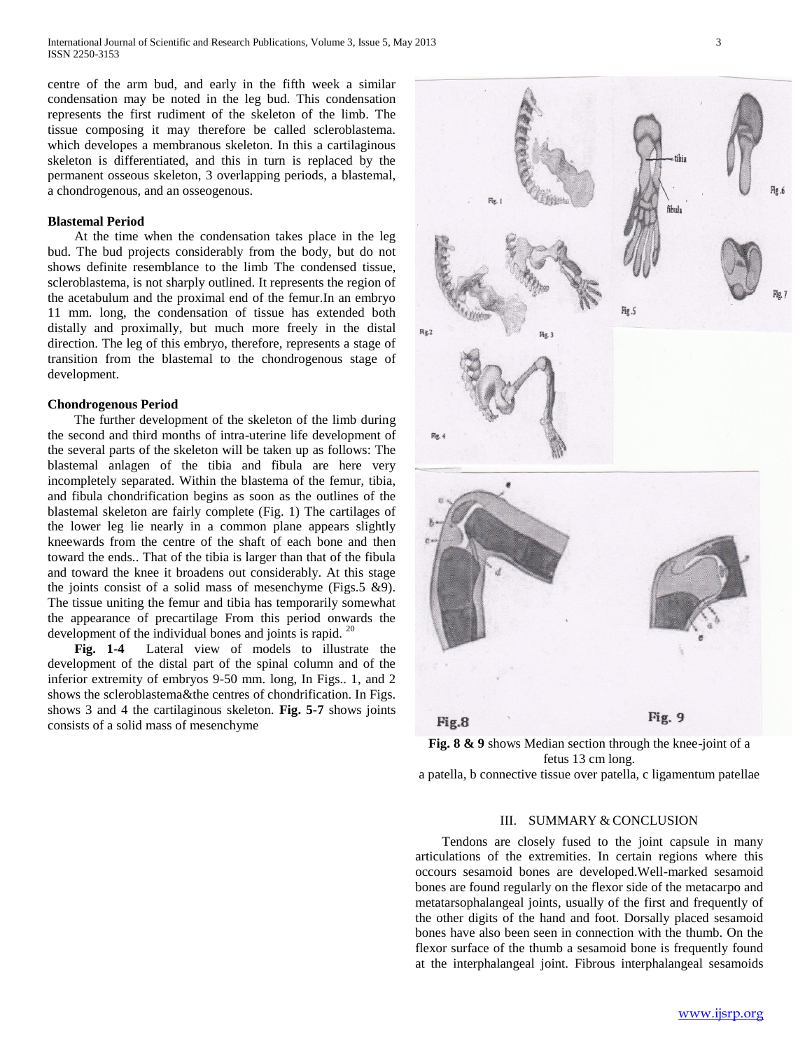centre of the arm bud, and early in the fifth week a similar condensation may be noted in the leg bud. This condensation represents the first rudiment of the skeleton of the limb. The tissue composing it may therefore be called scleroblastema. which developes a membranous skeleton. In this a cartilaginous skeleton is differentiated, and this in turn is replaced by the permanent osseous skeleton, 3 overlapping periods, a blastemal, a chondrogenous, and an osseogenous.

### Blastemal Period

At the time when the condensation takes place in the leg bud. The bud projects considerably from the body, but do not shows definite resemblance to the limb The condensed tissue, scleroblastema, is not sharply outlined. It represents the region of the acetabulum and the proximal end of the femur.In an embryo 11 mm. long, the condensation of tissue has extended both distally and proximally, but much more freely in the distal direction. The leg of this embryo, therefore, represents a stage of transition from the blastemal to the chondrogenous stage of development.

### Chondrogenous Period

The further development of the skeleton of the limb during the second and third months of intra-uterine life development of the several parts of the skeleton will be taken up as follows: The blastemal anlagen of the tibia and fibula are here very incompletely separated. Within the blastema of the femur, tibia, and fibula chondrification begins as soon as the outlines of the blastemal skeleton are fairly complete (Fig. 1) The cartilages of the lower leg lie nearly in a common plane appears slightly kneewards from the centre of the shaft of each bone and then toward the ends.. That of the tibia is larger than that of the fibula and toward the knee it broadens out considerably. At this stage the joints consist of a solid mass of mesenchyme (Figs.5 &9). The tissue uniting the femur and tibia has temporarily somewhat the appearance of precartilage From this period onwards the development of the individual bones and joints is rapid. [20]

**Fig. 1-4** Lateral view of models to illustrate the development of the distal part of the spinal column and of the inferior extremity of embryos 9-50 mm. long, In Figs.. 1, and 2 shows the scleroblastema&the centres of chondrification. In Figs. shows 3 and 4 the cartilaginous skeleton. **Fig. 5-7** shows joints consists of a solid mass of mesenchyme

**Fig. 8 & 9** shows Median section through the knee-joint of a fetus 13 cm long.
a patella, b connective tissue over patella, c ligamentum patellae

## III. SUMMARY & CONCLUSION

Tendons are closely fused to the joint capsule in many articulations of the extremities. In certain regions where this occours sesamoid bones are developed.Well-marked sesamoid bones are found regularly on the flexor side of the metacarpo and metatarsophalangeal joints, usually of the first and frequently of the other digits of the hand and foot. Dorsally placed sesamoid bones have also been seen in connection with the thumb. On the flexor surface of the thumb a sesamoid bone is frequently found at the interphalangeal joint. Fibrous interphalangeal sesamoids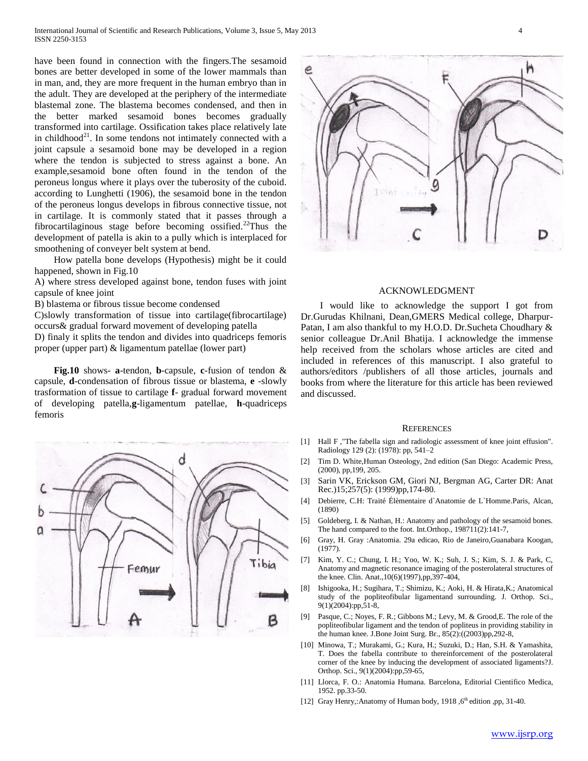have been found in connection with the fingers.The sesamoid bones are better developed in some of the lower mammals than in man, and, they are more frequent in the human embryo than in the adult. They are developed at the periphery of the intermediate blastemal zone. The blastema becomes condensed, and then in the better marked sesamoid bones becomes gradually transformed into cartilage. Ossification takes place relatively late in childhood[21]. In some tendons not intimately connected with a joint capsule a sesamoid bone may be developed in a region where the tendon is subjected to stress against a bone. An example,sesamoid bone often found in the tendon of the peroneus longus where it plays over the tuberosity of the cuboid. according to Lunghetti (1906), the sesamoid bone in the tendon of the peroneus longus develops in fibrous connective tissue, not in cartilage. It is commonly stated that it passes through a fibrocartilaginous stage before becoming ossified.[22]Thus the development of patella is akin to a pully which is interplaced for smoothening of conveyer belt system at bend.

How patella bone develops (Hypothesis) might be it could happened, shown in Fig.10

A) where stress developed against bone, tendon fuses with joint capsule of knee joint

B) blastema or fibrous tissue become condensed

C)slowly transformation of tissue into cartilage(fibrocartilage) occurs& gradual forward movement of developing patella

D) finaly it splits the tendon and divides into quadriceps femoris proper (upper part) & ligamentum patellae (lower part)

**Fig.10** shows- **a**-tendon, **b**-capsule, **c**-fusion of tendon & capsule, **d**-condensation of fibrous tissue or blastema, **e** -slowly trasformation of tissue to cartilage **f**- gradual forward movement of developing patella,**g**-ligamentum patellae, **h**-quadriceps femoris

## ACKNOWLEDGMENT

I would like to acknowledge the support I got from Dr.Gurudas Khilnani, Dean,GMERS Medical college, Dharpur-Patan, I am also thankful to my H.O.D. Dr.Sucheta Choudhary & senior colleague Dr.Anil Bhatija. I acknowledge the immense help received from the scholars whose articles are cited and included in references of this manuscript. I also grateful to authors/editors /publishers of all those articles, journals and books from where the literature for this article has been reviewed and discussed.

## REFERENCES

[1] Hall F ,"The fabella sign and radiologic assessment of knee joint effusion". Radiology 129 (2): (1978): pp, 541–2

[2] Tim D. White,Human Osteology, 2nd edition (San Diego: Academic Press, (2000), pp,199, 205.

[3] Sarin VK, Erickson GM, Giori NJ, Bergman AG, Carter DR: Anat Rec.)15;257(5): (1999)pp,174-80.

[4] Debierre, C.H: Traité Élèmentaire d`Anatomie de L`Homme.Paris, Alcan, (1890)

[5] Goldeberg, I. & Nathan, H.: Anatomy and pathology of the sesamoid bones. The hand compared to the foot. Int.Orthop., 198711(2):141-7,

[6] Gray, H. Gray :Anatomia. 29a edicao, Rio de Janeiro,Guanabara Koogan, (1977).

[7] Kim, Y. C.; Chung, I. H.; Yoo, W. K.; Suh, J. S.; Kim, S. J. & Park, C, Anatomy and magnetic resonance imaging of the posterolateral structures of the knee. Clin. Anat.,10(6)(1997),pp,397-404,

[8] Ishigooka, H.; Sugihara, T.; Shimizu, K.; Aoki, H. & Hirata,K.; Anatomical study of the popliteofibular ligamentand surrounding. J. Orthop. Sci., 9(1)(2004):pp,51-8,

[9] Pasque, C.; Noyes, F. R.; Gibbons M.; Levy, M. & Grood,E. The role of the popliteofibular ligament and the tendon of popliteus in providing stability in the human knee. J.Bone Joint Surg. Br., 85(2):((2003)pp,292-8,

[10] Minowa, T.; Murakami, G.; Kura, H.; Suzuki, D.; Han, S.H. & Yamashita, T. Does the fabella contribute to thereinforcement of the posterolateral corner of the knee by inducing the development of associated ligaments?J. Orthop. Sci., 9(1)(2004):pp,59-65,

[11] Llorca, F. O.: Anatomia Humana. Barcelona, Editorial Cientifico Medica, 1952. pp.33-50.

[12] Gray Henry,:Anatomy of Human body, 1918 ,6th edition ,pp, 31-40.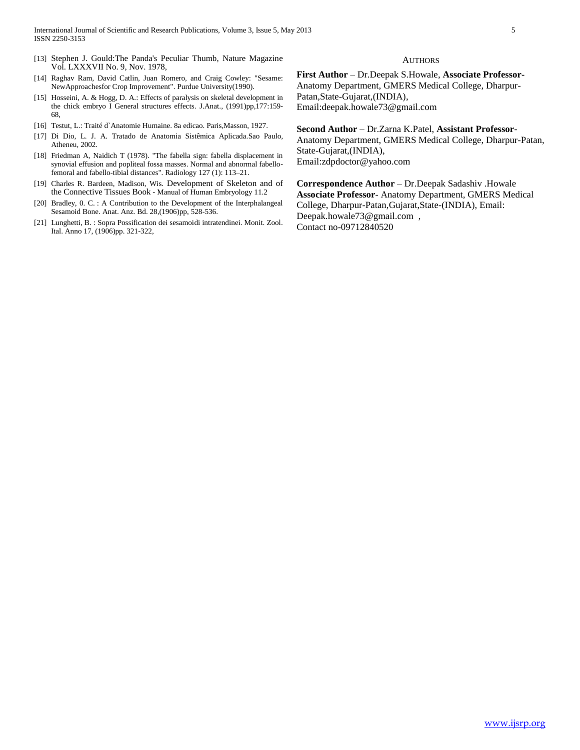[13] Stephen J. Gould:The Panda's Peculiar Thumb, Nature Magazine Vol. LXXXVII No. 9, Nov. 1978,

[14] Raghav Ram, David Catlin, Juan Romero, and Craig Cowley: "Sesame: NewApproachesfor Crop Improvement". Purdue University(1990).

[15] Hosseini, A. & Hogg, D. A.: Effects of paralysis on skeletal development in the chick embryo I General structures effects. J.Anat., (1991)pp,177:159-68,

[16] Testut, L.: Traité d`Anatomie Humaine. 8a edicao. Paris,Masson, 1927.

[17] Di Dio, L. J. A. Tratado de Anatomia Sistêmica Aplicada.Sao Paulo, Atheneu, 2002.

[18] Friedman A, Naidich T (1978). "The fabella sign: fabella displacement in synovial effusion and popliteal fossa masses. Normal and abnormal fabello-femoral and fabello-tibial distances". Radiology 127 (1): 113–21.

[19] Charles R. Bardeen, Madison, Wis. Development of Skeleton and of the Connective Tissues Book - Manual of Human Embryology 11.2

[20] Bradley, 0. C. : A Contribution to the Development of the Interphalangeal Sesamoid Bone. Anat. Anz. Bd. 28,(1906)pp, 528-536.

[21] Lunghetti, B. : Sopra Possification dei sesamoidi intratendinei. Monit. Zool. Ital. Anno 17, (1906)pp. 321-322,

## AUTHORS

**First Author** – Dr.Deepak S.Howale, **Associate Professor-** Anatomy Department, GMERS Medical College, Dharpur-Patan,State-Gujarat,(INDIA), Email:deepak.howale73@gmail.com

**Second Author** – Dr.Zarna K.Patel, **Assistant Professor**- Anatomy Department, GMERS Medical College, Dharpur-Patan, State-Gujarat,(INDIA), Email:zdpdoctor@yahoo.com

**Correspondence Author** – Dr.Deepak Sadashiv .Howale **Associate Professor**- Anatomy Department, GMERS Medical College, Dharpur-Patan,Gujarat,State-(INDIA), Email: Deepak.howale73@gmail.com , Contact no-09712840520